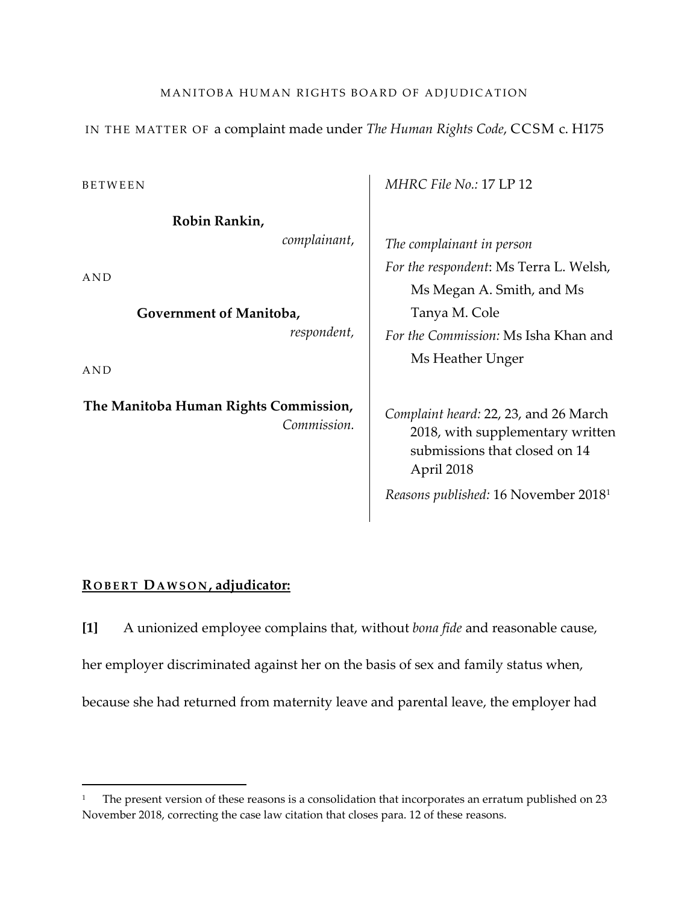MANITOBA HUMAN RIGHTS BOARD OF ADJUDICATION

IN THE MATTER OF a complaint made under *The Human Rights Code*, CCSM c. H175

BETWEEN

**Robin Rankin,**
*complainant,*

AND

**Government of Manitoba,**
*respondent,*

AND

**The Manitoba Human Rights Commission,**
*Commission.*

*MHRC File No.:* 17 LP 12

*The complainant in person*

*For the respondent*: Ms Terra L. Welsh, Ms Megan A. Smith, and Ms Tanya M. Cole

*For the Commission:* Ms Isha Khan and Ms Heather Unger

*Complaint heard:* 22, 23, and 26 March 2018, with supplementary written submissions that closed on 14 April 2018

*Reasons published:* 16 November 2018[1]

**ROBERT DAWSON, adjudicator:**

**[1]** A unionized employee complains that, without *bona fide* and reasonable cause, her employer discriminated against her on the basis of sex and family status when, because she had returned from maternity leave and parental leave, the employer had

[1] The present version of these reasons is a consolidation that incorporates an erratum published on 23 November 2018, correcting the case law citation that closes para. 12 of these reasons.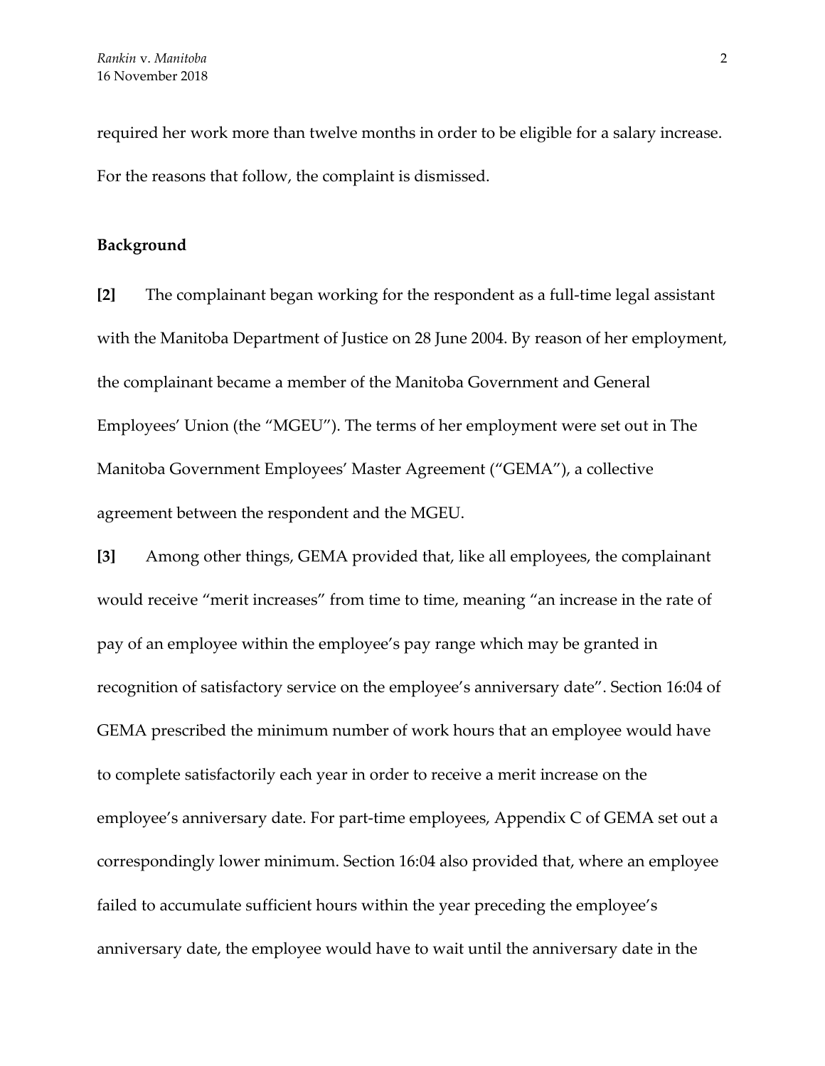required her work more than twelve months in order to be eligible for a salary increase. For the reasons that follow, the complaint is dismissed.

**Background**

**[2]** The complainant began working for the respondent as a full-time legal assistant with the Manitoba Department of Justice on 28 June 2004. By reason of her employment, the complainant became a member of the Manitoba Government and General Employees' Union (the "MGEU"). The terms of her employment were set out in The Manitoba Government Employees' Master Agreement ("GEMA"), a collective agreement between the respondent and the MGEU.

**[3]** Among other things, GEMA provided that, like all employees, the complainant would receive "merit increases" from time to time, meaning "an increase in the rate of pay of an employee within the employee's pay range which may be granted in recognition of satisfactory service on the employee's anniversary date". Section 16:04 of GEMA prescribed the minimum number of work hours that an employee would have to complete satisfactorily each year in order to receive a merit increase on the employee's anniversary date. For part-time employees, Appendix C of GEMA set out a correspondingly lower minimum. Section 16:04 also provided that, where an employee failed to accumulate sufficient hours within the year preceding the employee's anniversary date, the employee would have to wait until the anniversary date in the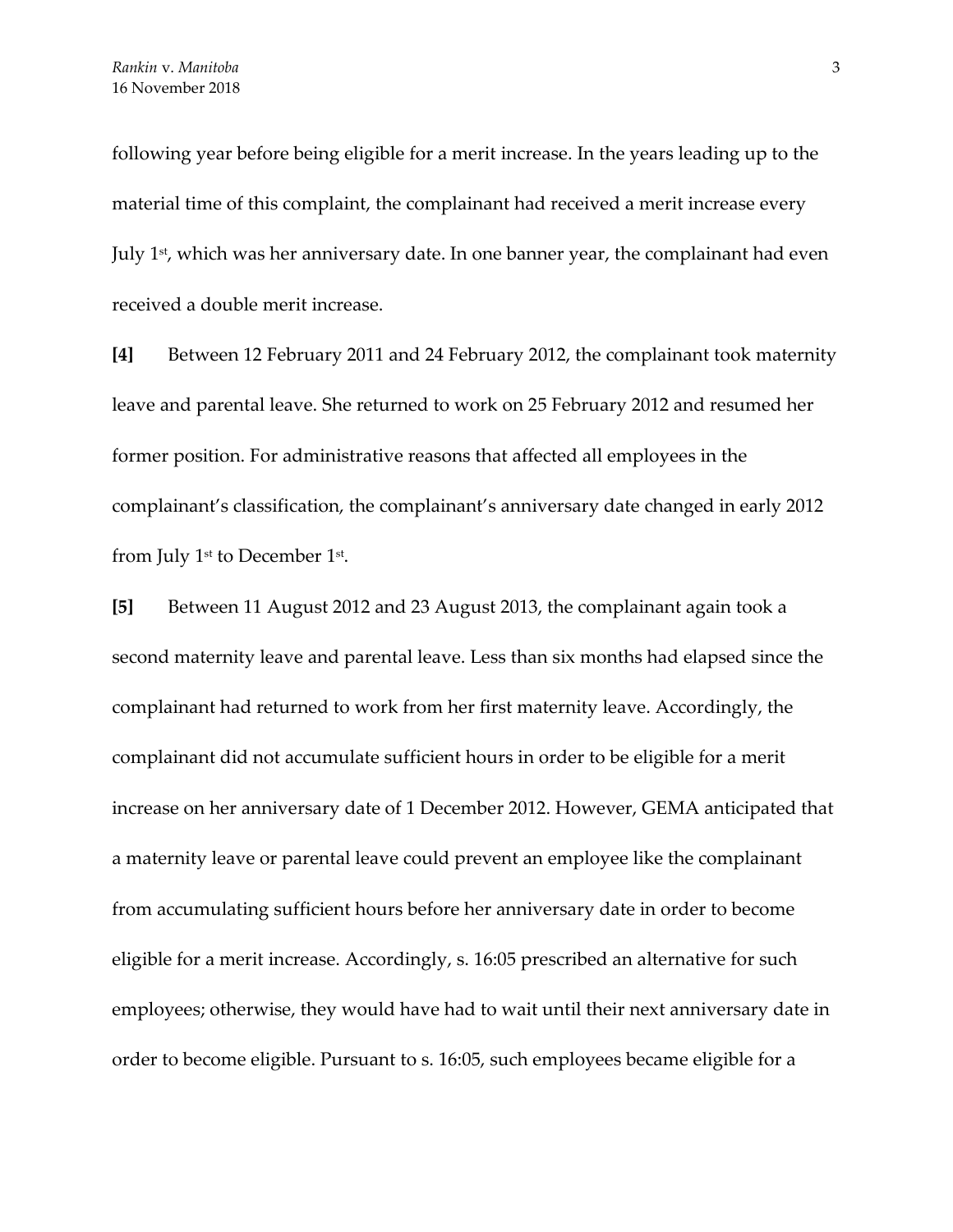following year before being eligible for a merit increase. In the years leading up to the material time of this complaint, the complainant had received a merit increase every July 1st, which was her anniversary date. In one banner year, the complainant had even received a double merit increase.

**[4]** Between 12 February 2011 and 24 February 2012, the complainant took maternity leave and parental leave. She returned to work on 25 February 2012 and resumed her former position. For administrative reasons that affected all employees in the complainant's classification, the complainant's anniversary date changed in early 2012 from July 1st to December 1st.

**[5]** Between 11 August 2012 and 23 August 2013, the complainant again took a second maternity leave and parental leave. Less than six months had elapsed since the complainant had returned to work from her first maternity leave. Accordingly, the complainant did not accumulate sufficient hours in order to be eligible for a merit increase on her anniversary date of 1 December 2012. However, GEMA anticipated that a maternity leave or parental leave could prevent an employee like the complainant from accumulating sufficient hours before her anniversary date in order to become eligible for a merit increase. Accordingly, s. 16:05 prescribed an alternative for such employees; otherwise, they would have had to wait until their next anniversary date in order to become eligible. Pursuant to s. 16:05, such employees became eligible for a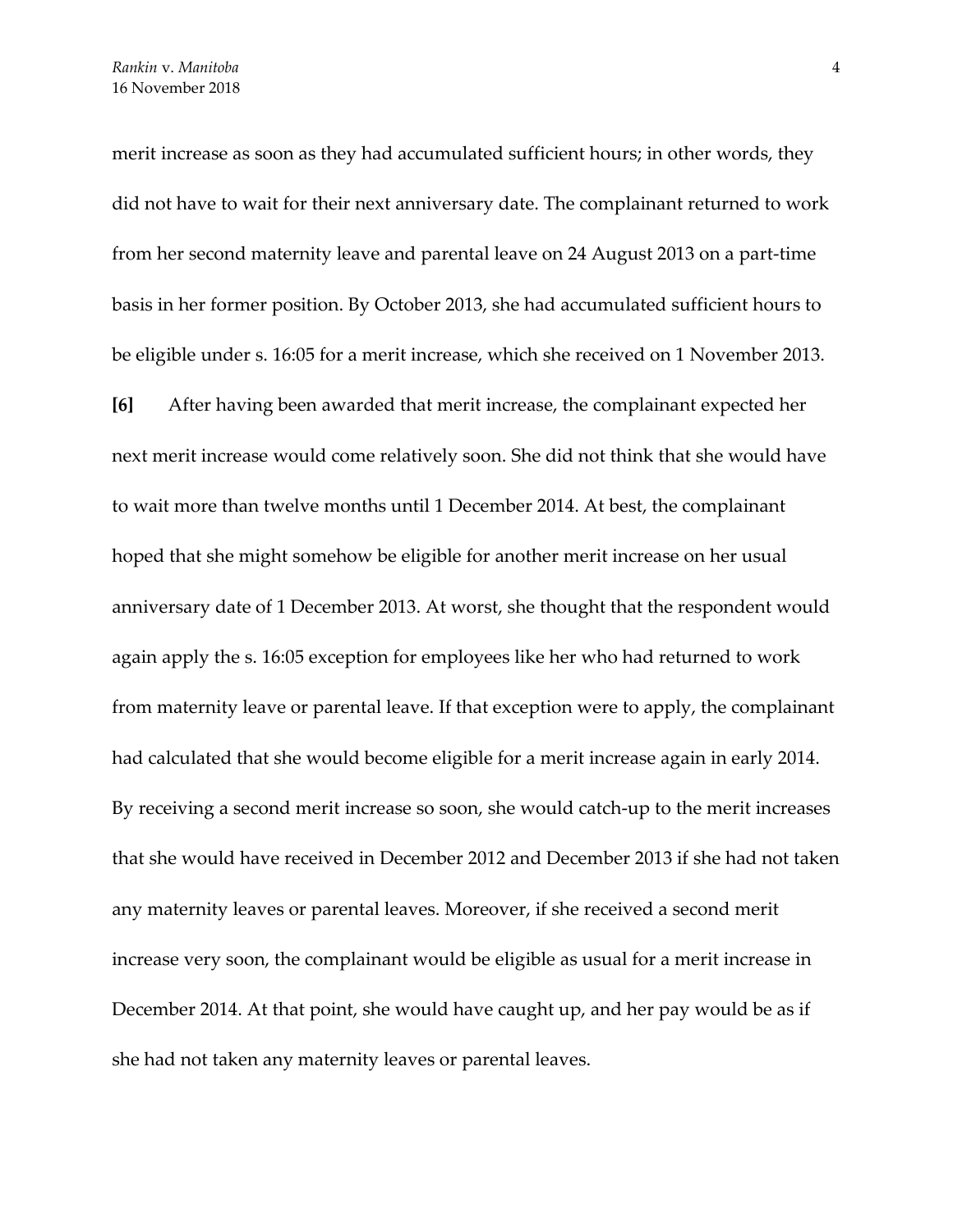merit increase as soon as they had accumulated sufficient hours; in other words, they did not have to wait for their next anniversary date. The complainant returned to work from her second maternity leave and parental leave on 24 August 2013 on a part-time basis in her former position. By October 2013, she had accumulated sufficient hours to be eligible under s. 16:05 for a merit increase, which she received on 1 November 2013.

**[6]** After having been awarded that merit increase, the complainant expected her next merit increase would come relatively soon. She did not think that she would have to wait more than twelve months until 1 December 2014. At best, the complainant hoped that she might somehow be eligible for another merit increase on her usual anniversary date of 1 December 2013. At worst, she thought that the respondent would again apply the s. 16:05 exception for employees like her who had returned to work from maternity leave or parental leave. If that exception were to apply, the complainant had calculated that she would become eligible for a merit increase again in early 2014. By receiving a second merit increase so soon, she would catch-up to the merit increases that she would have received in December 2012 and December 2013 if she had not taken any maternity leaves or parental leaves. Moreover, if she received a second merit increase very soon, the complainant would be eligible as usual for a merit increase in December 2014. At that point, she would have caught up, and her pay would be as if she had not taken any maternity leaves or parental leaves.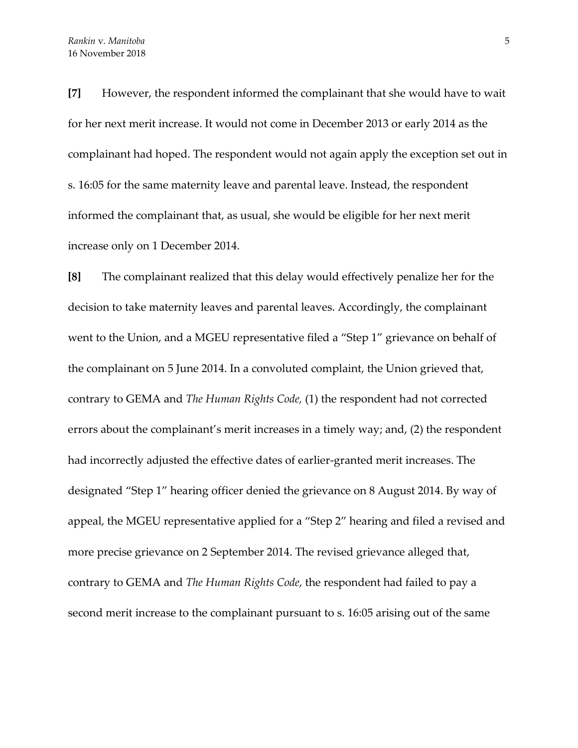**[7]** However, the respondent informed the complainant that she would have to wait for her next merit increase. It would not come in December 2013 or early 2014 as the complainant had hoped. The respondent would not again apply the exception set out in s. 16:05 for the same maternity leave and parental leave. Instead, the respondent informed the complainant that, as usual, she would be eligible for her next merit increase only on 1 December 2014.

**[8]** The complainant realized that this delay would effectively penalize her for the decision to take maternity leaves and parental leaves. Accordingly, the complainant went to the Union, and a MGEU representative filed a "Step 1" grievance on behalf of the complainant on 5 June 2014. In a convoluted complaint, the Union grieved that, contrary to GEMA and *The Human Rights Code,* (1) the respondent had not corrected errors about the complainant's merit increases in a timely way; and, (2) the respondent had incorrectly adjusted the effective dates of earlier-granted merit increases. The designated "Step 1" hearing officer denied the grievance on 8 August 2014. By way of appeal, the MGEU representative applied for a "Step 2" hearing and filed a revised and more precise grievance on 2 September 2014. The revised grievance alleged that, contrary to GEMA and *The Human Rights Code*, the respondent had failed to pay a second merit increase to the complainant pursuant to s. 16:05 arising out of the same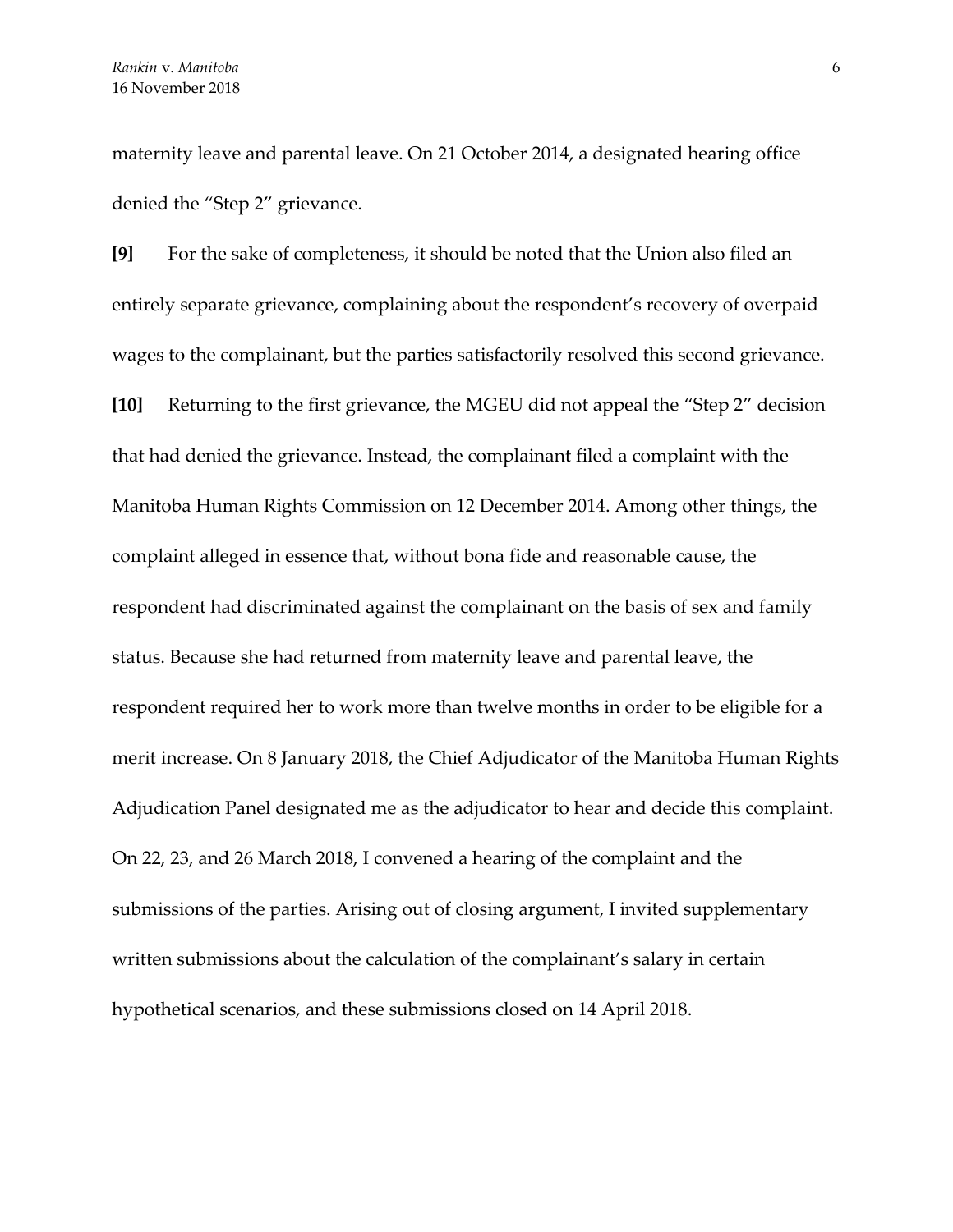maternity leave and parental leave. On 21 October 2014, a designated hearing office denied the "Step 2" grievance.

**[9]** For the sake of completeness, it should be noted that the Union also filed an entirely separate grievance, complaining about the respondent's recovery of overpaid wages to the complainant, but the parties satisfactorily resolved this second grievance.

**[10]** Returning to the first grievance, the MGEU did not appeal the "Step 2" decision that had denied the grievance. Instead, the complainant filed a complaint with the Manitoba Human Rights Commission on 12 December 2014. Among other things, the complaint alleged in essence that, without bona fide and reasonable cause, the respondent had discriminated against the complainant on the basis of sex and family status. Because she had returned from maternity leave and parental leave, the respondent required her to work more than twelve months in order to be eligible for a merit increase. On 8 January 2018, the Chief Adjudicator of the Manitoba Human Rights Adjudication Panel designated me as the adjudicator to hear and decide this complaint. On 22, 23, and 26 March 2018, I convened a hearing of the complaint and the submissions of the parties. Arising out of closing argument, I invited supplementary written submissions about the calculation of the complainant's salary in certain hypothetical scenarios, and these submissions closed on 14 April 2018.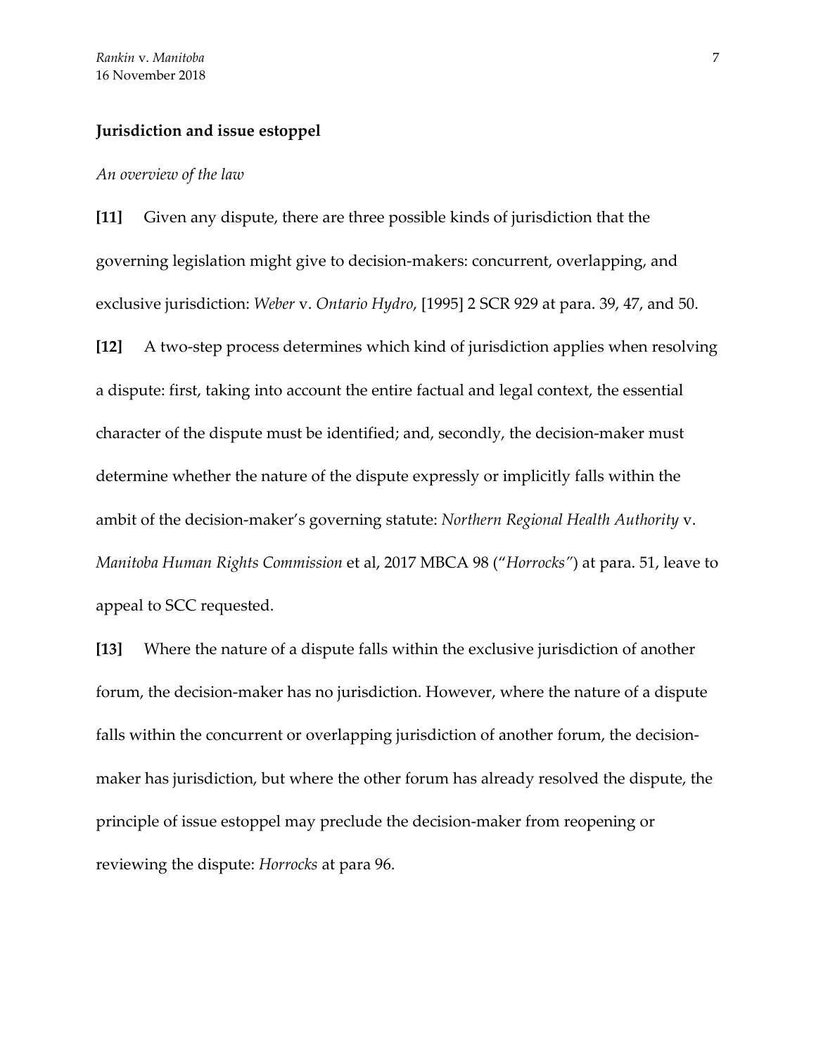**Jurisdiction and issue estoppel**

*An overview of the law*

**[11]** Given any dispute, there are three possible kinds of jurisdiction that the governing legislation might give to decision-makers: concurrent, overlapping, and exclusive jurisdiction: *Weber* v. *Ontario Hydro*, [1995] 2 SCR 929 at para. 39, 47, and 50.

**[12]** A two-step process determines which kind of jurisdiction applies when resolving a dispute: first, taking into account the entire factual and legal context, the essential character of the dispute must be identified; and, secondly, the decision-maker must determine whether the nature of the dispute expressly or implicitly falls within the ambit of the decision-maker's governing statute: *Northern Regional Health Authority* v. *Manitoba Human Rights Commission* et al, 2017 MBCA 98 ("*Horrocks"*) at para. 51, leave to appeal to SCC requested.

**[13]** Where the nature of a dispute falls within the exclusive jurisdiction of another forum, the decision-maker has no jurisdiction. However, where the nature of a dispute falls within the concurrent or overlapping jurisdiction of another forum, the decision-maker has jurisdiction, but where the other forum has already resolved the dispute, the principle of issue estoppel may preclude the decision-maker from reopening or reviewing the dispute: *Horrocks* at para 96.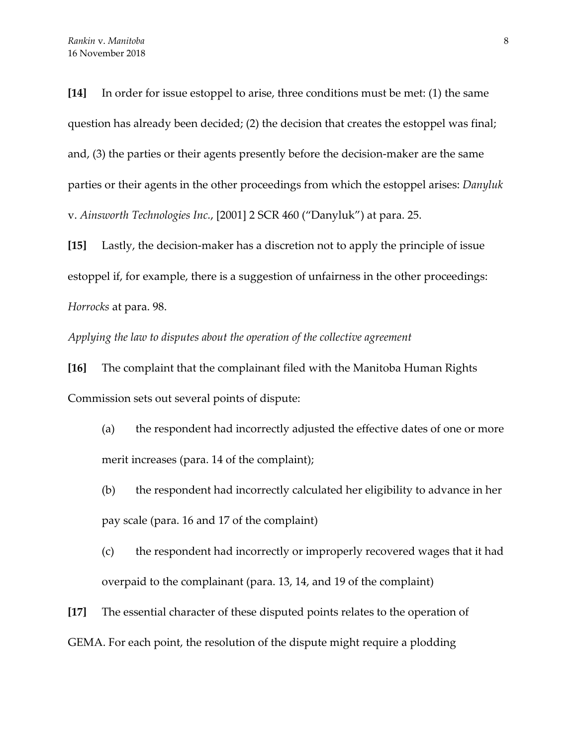**[14]** In order for issue estoppel to arise, three conditions must be met: (1) the same question has already been decided; (2) the decision that creates the estoppel was final; and, (3) the parties or their agents presently before the decision-maker are the same parties or their agents in the other proceedings from which the estoppel arises: *Danyluk* v. *Ainsworth Technologies Inc.*, [2001] 2 SCR 460 ("Danyluk") at para. 25.

**[15]** Lastly, the decision-maker has a discretion not to apply the principle of issue estoppel if, for example, there is a suggestion of unfairness in the other proceedings: *Horrocks* at para. 98.

*Applying the law to disputes about the operation of the collective agreement*

**[16]** The complaint that the complainant filed with the Manitoba Human Rights Commission sets out several points of dispute:

(a) the respondent had incorrectly adjusted the effective dates of one or more merit increases (para. 14 of the complaint);

(b) the respondent had incorrectly calculated her eligibility to advance in her pay scale (para. 16 and 17 of the complaint)

(c) the respondent had incorrectly or improperly recovered wages that it had overpaid to the complainant (para. 13, 14, and 19 of the complaint)

**[17]** The essential character of these disputed points relates to the operation of GEMA. For each point, the resolution of the dispute might require a plodding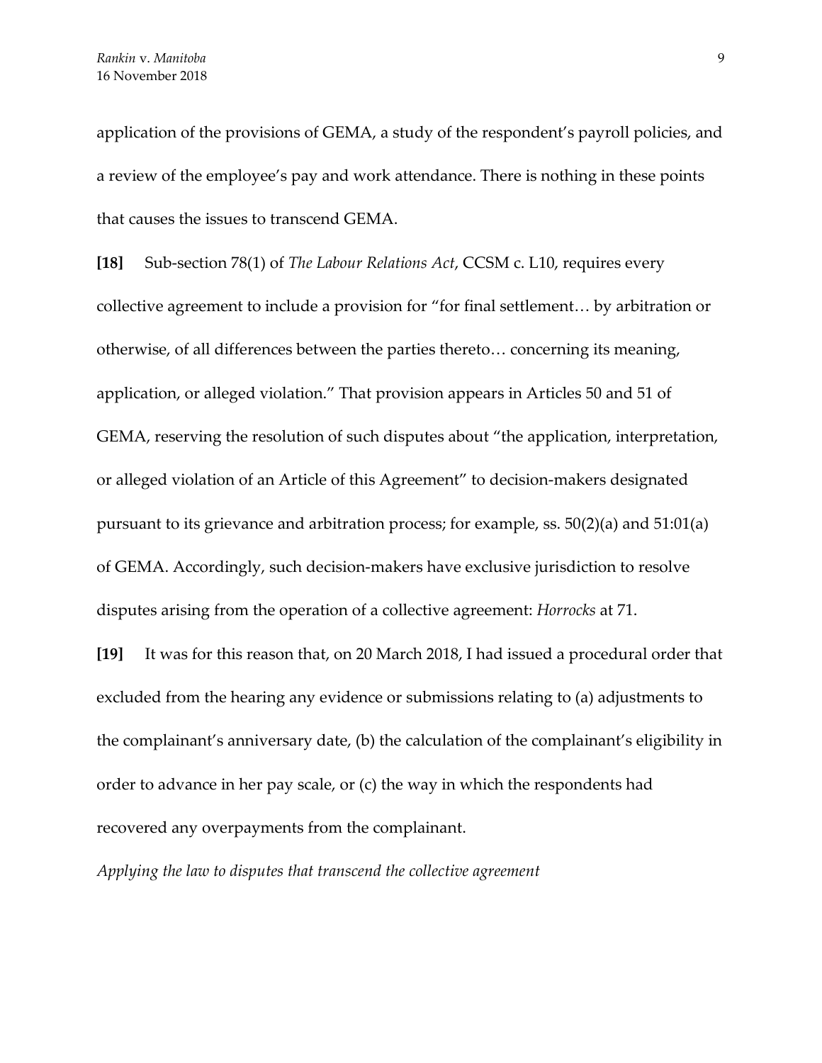application of the provisions of GEMA, a study of the respondent's payroll policies, and a review of the employee's pay and work attendance. There is nothing in these points that causes the issues to transcend GEMA.

**[18]** Sub-section 78(1) of *The Labour Relations Act*, CCSM c. L10, requires every collective agreement to include a provision for "for final settlement… by arbitration or otherwise, of all differences between the parties thereto… concerning its meaning, application, or alleged violation." That provision appears in Articles 50 and 51 of GEMA, reserving the resolution of such disputes about "the application, interpretation, or alleged violation of an Article of this Agreement" to decision-makers designated pursuant to its grievance and arbitration process; for example, ss. 50(2)(a) and 51:01(a) of GEMA. Accordingly, such decision-makers have exclusive jurisdiction to resolve disputes arising from the operation of a collective agreement: *Horrocks* at 71.

**[19]** It was for this reason that, on 20 March 2018, I had issued a procedural order that excluded from the hearing any evidence or submissions relating to (a) adjustments to the complainant's anniversary date, (b) the calculation of the complainant's eligibility in order to advance in her pay scale, or (c) the way in which the respondents had recovered any overpayments from the complainant.

*Applying the law to disputes that transcend the collective agreement*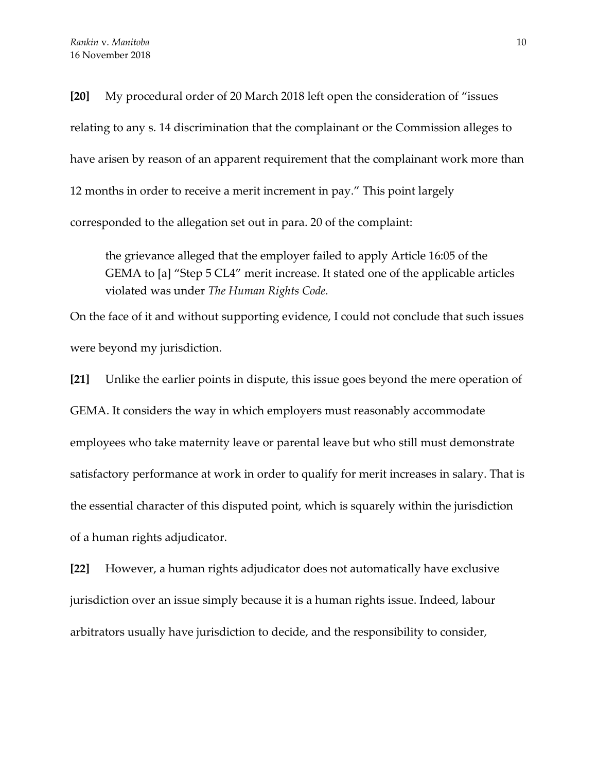**[20]** My procedural order of 20 March 2018 left open the consideration of "issues relating to any s. 14 discrimination that the complainant or the Commission alleges to have arisen by reason of an apparent requirement that the complainant work more than 12 months in order to receive a merit increment in pay." This point largely corresponded to the allegation set out in para. 20 of the complaint:

> the grievance alleged that the employer failed to apply Article 16:05 of the GEMA to [a] "Step 5 CL4" merit increase. It stated one of the applicable articles violated was under *The Human Rights Code.*

On the face of it and without supporting evidence, I could not conclude that such issues were beyond my jurisdiction.

**[21]** Unlike the earlier points in dispute, this issue goes beyond the mere operation of GEMA. It considers the way in which employers must reasonably accommodate employees who take maternity leave or parental leave but who still must demonstrate satisfactory performance at work in order to qualify for merit increases in salary. That is the essential character of this disputed point, which is squarely within the jurisdiction of a human rights adjudicator.

**[22]** However, a human rights adjudicator does not automatically have exclusive jurisdiction over an issue simply because it is a human rights issue. Indeed, labour arbitrators usually have jurisdiction to decide, and the responsibility to consider,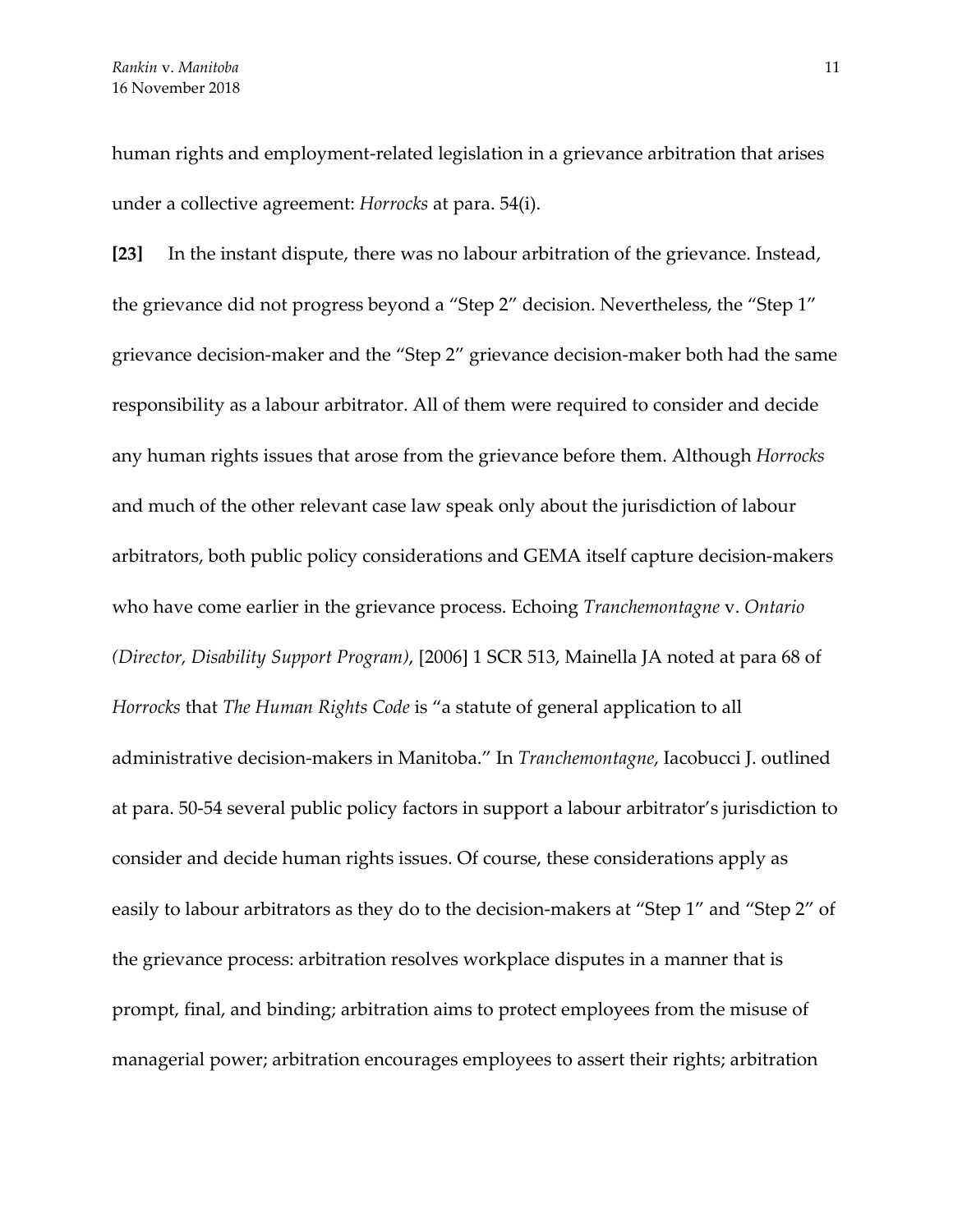human rights and employment-related legislation in a grievance arbitration that arises under a collective agreement: *Horrocks* at para. 54(i).

**[23]** In the instant dispute, there was no labour arbitration of the grievance. Instead, the grievance did not progress beyond a "Step 2" decision. Nevertheless, the "Step 1" grievance decision-maker and the "Step 2" grievance decision-maker both had the same responsibility as a labour arbitrator. All of them were required to consider and decide any human rights issues that arose from the grievance before them. Although *Horrocks* and much of the other relevant case law speak only about the jurisdiction of labour arbitrators, both public policy considerations and GEMA itself capture decision-makers who have come earlier in the grievance process. Echoing *Tranchemontagne* v. *Ontario (Director, Disability Support Program)*, [2006] 1 SCR 513, Mainella JA noted at para 68 of *Horrocks* that *The Human Rights Code* is "a statute of general application to all administrative decision-makers in Manitoba." In *Tranchemontagne*, Iacobucci J. outlined at para. 50-54 several public policy factors in support a labour arbitrator's jurisdiction to consider and decide human rights issues. Of course, these considerations apply as easily to labour arbitrators as they do to the decision-makers at "Step 1" and "Step 2" of the grievance process: arbitration resolves workplace disputes in a manner that is prompt, final, and binding; arbitration aims to protect employees from the misuse of managerial power; arbitration encourages employees to assert their rights; arbitration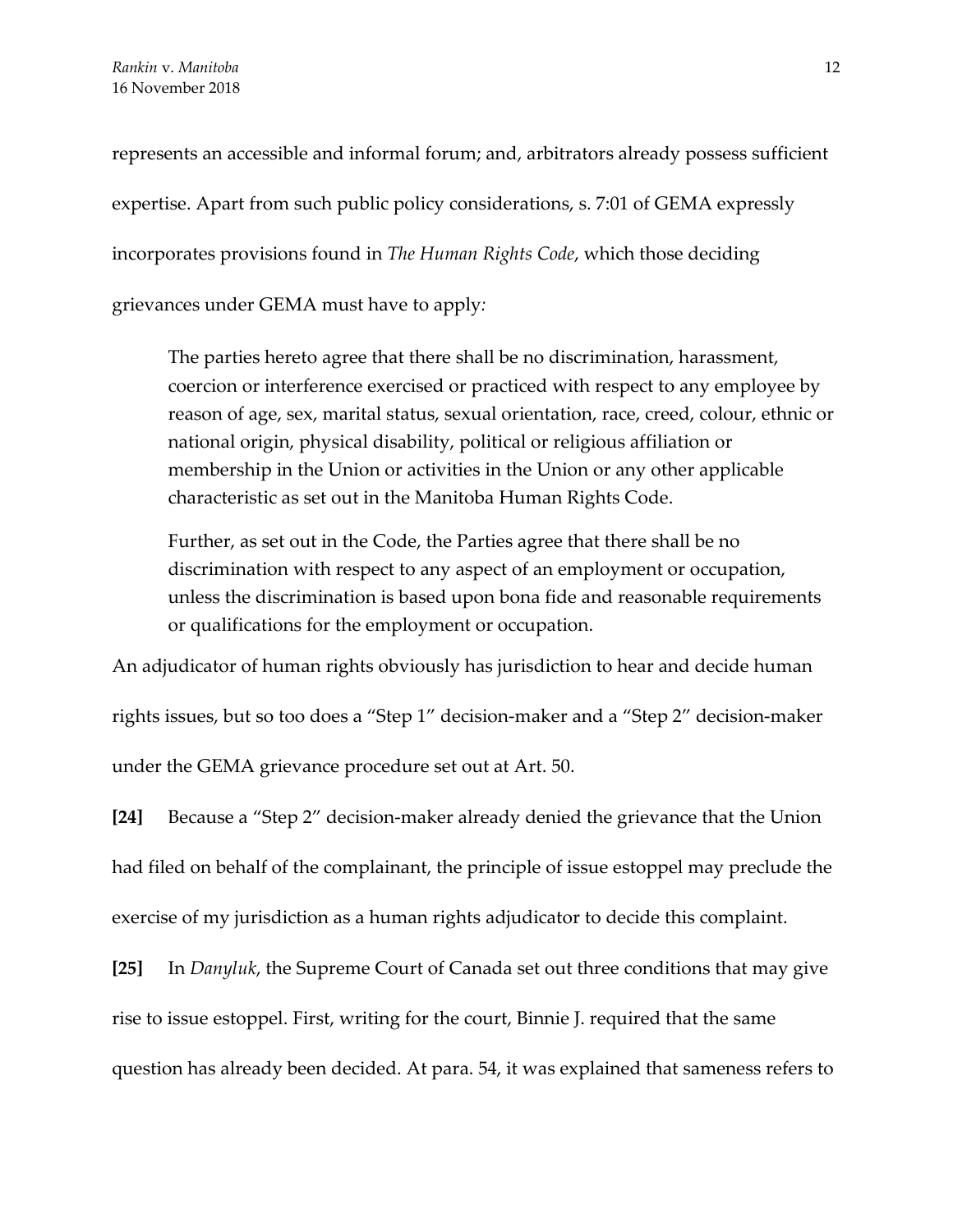represents an accessible and informal forum; and, arbitrators already possess sufficient expertise. Apart from such public policy considerations, s. 7:01 of GEMA expressly incorporates provisions found in *The Human Rights Code*, which those deciding grievances under GEMA must have to apply*:*

> The parties hereto agree that there shall be no discrimination, harassment, coercion or interference exercised or practiced with respect to any employee by reason of age, sex, marital status, sexual orientation, race, creed, colour, ethnic or national origin, physical disability, political or religious affiliation or membership in the Union or activities in the Union or any other applicable characteristic as set out in the Manitoba Human Rights Code.
>
> Further, as set out in the Code, the Parties agree that there shall be no discrimination with respect to any aspect of an employment or occupation, unless the discrimination is based upon bona fide and reasonable requirements or qualifications for the employment or occupation.

An adjudicator of human rights obviously has jurisdiction to hear and decide human rights issues, but so too does a "Step 1" decision-maker and a "Step 2" decision-maker under the GEMA grievance procedure set out at Art. 50.

**[24]** Because a "Step 2" decision-maker already denied the grievance that the Union had filed on behalf of the complainant, the principle of issue estoppel may preclude the exercise of my jurisdiction as a human rights adjudicator to decide this complaint.

**[25]** In *Danyluk*, the Supreme Court of Canada set out three conditions that may give rise to issue estoppel. First, writing for the court, Binnie J. required that the same question has already been decided. At para. 54, it was explained that sameness refers to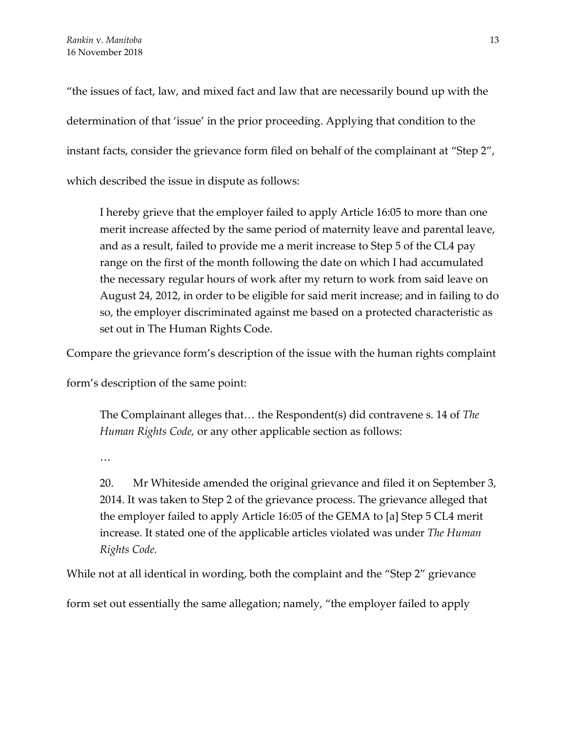"the issues of fact, law, and mixed fact and law that are necessarily bound up with the determination of that 'issue' in the prior proceeding. Applying that condition to the instant facts, consider the grievance form filed on behalf of the complainant at "Step 2", which described the issue in dispute as follows:

> I hereby grieve that the employer failed to apply Article 16:05 to more than one merit increase affected by the same period of maternity leave and parental leave, and as a result, failed to provide me a merit increase to Step 5 of the CL4 pay range on the first of the month following the date on which I had accumulated the necessary regular hours of work after my return to work from said leave on August 24, 2012, in order to be eligible for said merit increase; and in failing to do so, the employer discriminated against me based on a protected characteristic as set out in The Human Rights Code.

Compare the grievance form's description of the issue with the human rights complaint form's description of the same point:

> The Complainant alleges that… the Respondent(s) did contravene s. 14 of *The Human Rights Code,* or any other applicable section as follows:
>
> …
>
> 20. Mr Whiteside amended the original grievance and filed it on September 3, 2014. It was taken to Step 2 of the grievance process. The grievance alleged that the employer failed to apply Article 16:05 of the GEMA to [a] Step 5 CL4 merit increase. It stated one of the applicable articles violated was under *The Human Rights Code.*

While not at all identical in wording, both the complaint and the "Step 2" grievance form set out essentially the same allegation; namely, "the employer failed to apply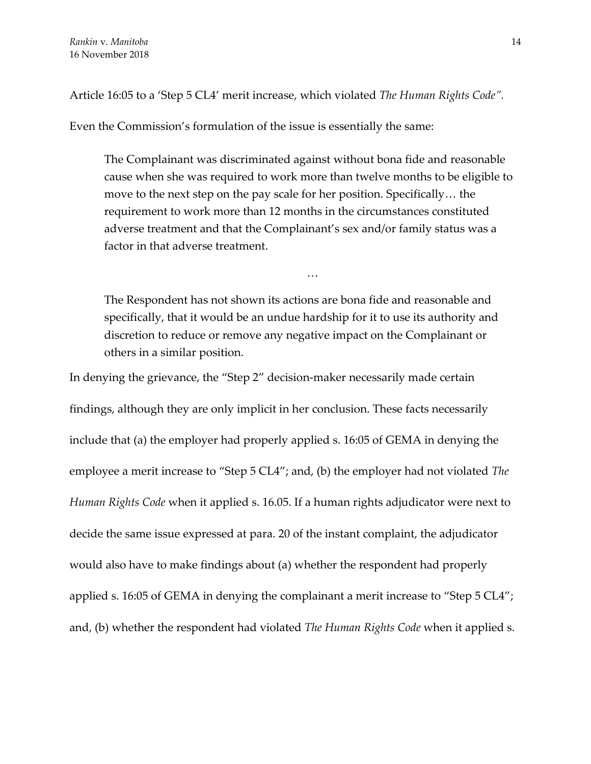Article 16:05 to a 'Step 5 CL4' merit increase, which violated *The Human Rights Code"*.

Even the Commission's formulation of the issue is essentially the same:

> The Complainant was discriminated against without bona fide and reasonable cause when she was required to work more than twelve months to be eligible to move to the next step on the pay scale for her position. Specifically… the requirement to work more than 12 months in the circumstances constituted adverse treatment and that the Complainant's sex and/or family status was a factor in that adverse treatment.
>
> …
>
> The Respondent has not shown its actions are bona fide and reasonable and specifically, that it would be an undue hardship for it to use its authority and discretion to reduce or remove any negative impact on the Complainant or others in a similar position.

In denying the grievance, the "Step 2" decision-maker necessarily made certain findings, although they are only implicit in her conclusion. These facts necessarily include that (a) the employer had properly applied s. 16:05 of GEMA in denying the employee a merit increase to "Step 5 CL4"; and, (b) the employer had not violated *The Human Rights Code* when it applied s. 16.05. If a human rights adjudicator were next to decide the same issue expressed at para. 20 of the instant complaint, the adjudicator would also have to make findings about (a) whether the respondent had properly applied s. 16:05 of GEMA in denying the complainant a merit increase to "Step 5 CL4"; and, (b) whether the respondent had violated *The Human Rights Code* when it applied s.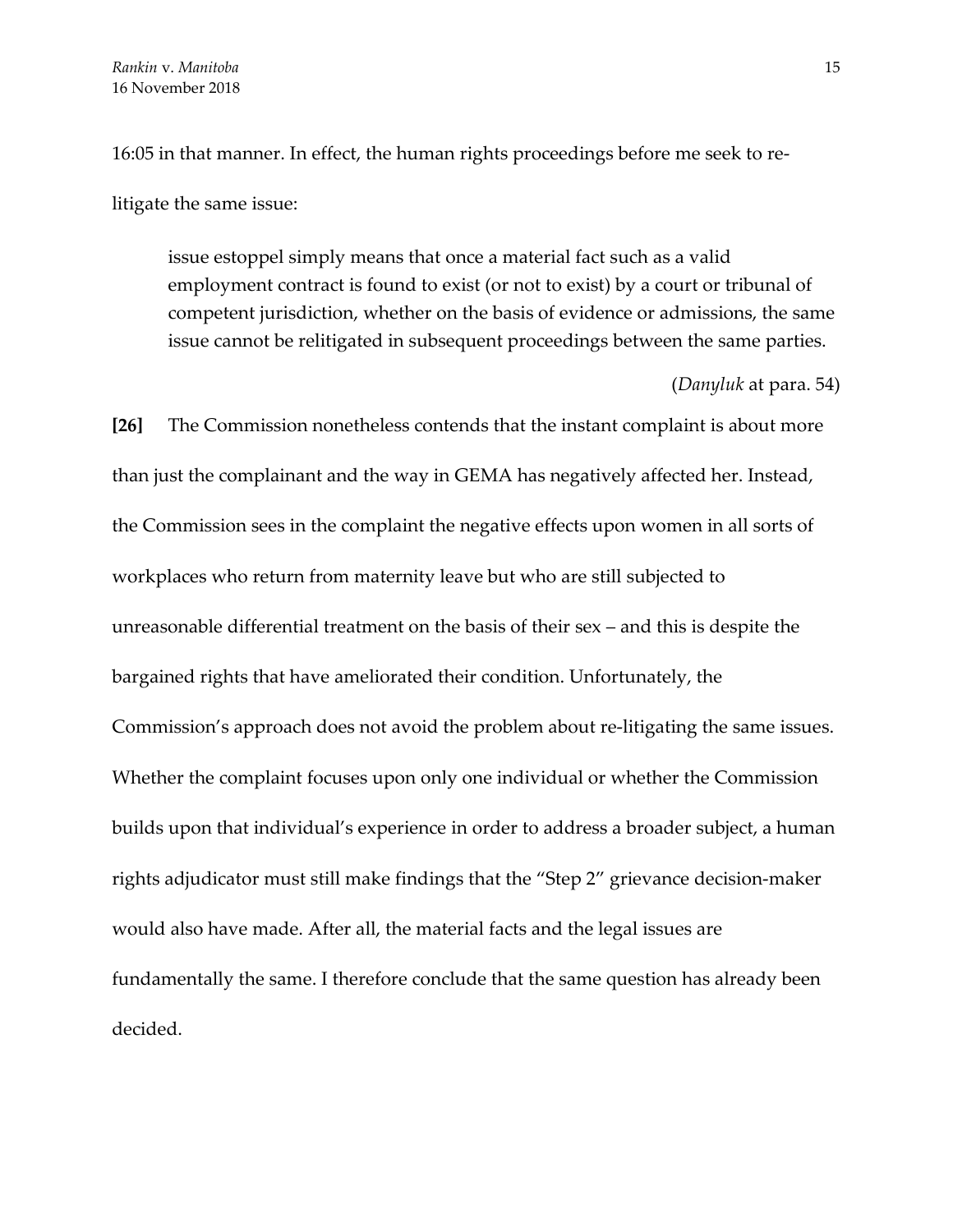16:05 in that manner. In effect, the human rights proceedings before me seek to re-litigate the same issue:

> issue estoppel simply means that once a material fact such as a valid employment contract is found to exist (or not to exist) by a court or tribunal of competent jurisdiction, whether on the basis of evidence or admissions, the same issue cannot be relitigated in subsequent proceedings between the same parties.
>
> (*Danyluk* at para. 54)

**[26]** The Commission nonetheless contends that the instant complaint is about more than just the complainant and the way in GEMA has negatively affected her. Instead, the Commission sees in the complaint the negative effects upon women in all sorts of workplaces who return from maternity leave but who are still subjected to unreasonable differential treatment on the basis of their sex – and this is despite the bargained rights that have ameliorated their condition. Unfortunately, the Commission's approach does not avoid the problem about re-litigating the same issues. Whether the complaint focuses upon only one individual or whether the Commission builds upon that individual's experience in order to address a broader subject, a human rights adjudicator must still make findings that the "Step 2" grievance decision-maker would also have made. After all, the material facts and the legal issues are fundamentally the same. I therefore conclude that the same question has already been decided.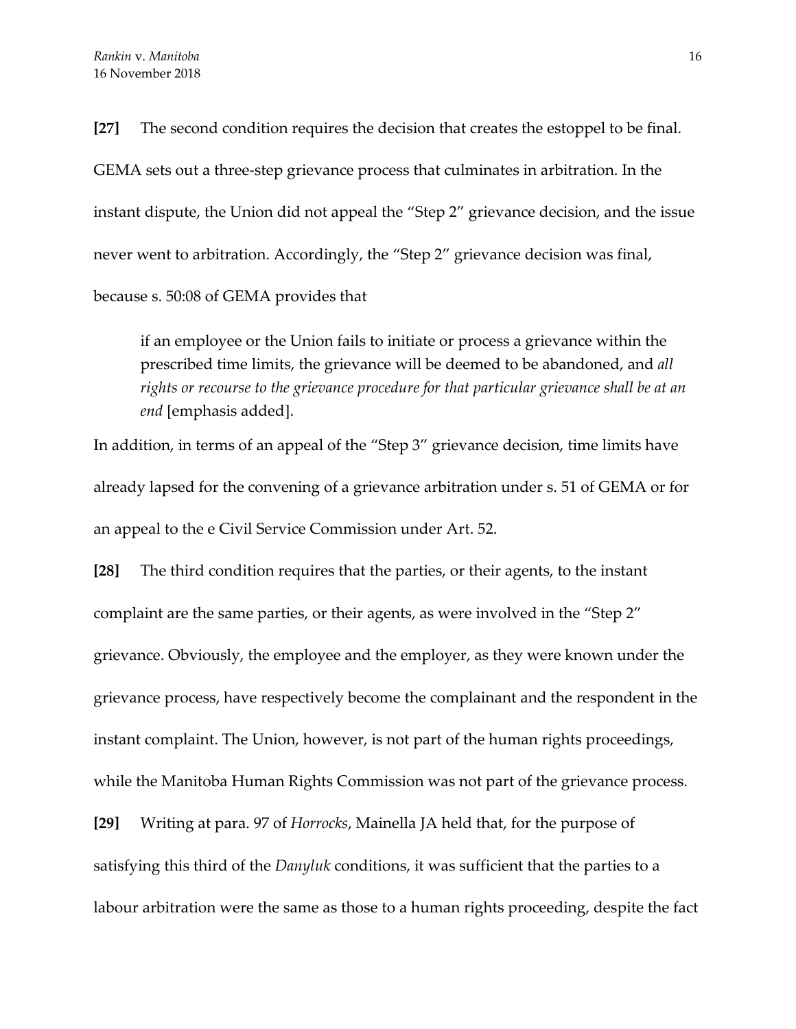**[27]** The second condition requires the decision that creates the estoppel to be final. GEMA sets out a three-step grievance process that culminates in arbitration. In the instant dispute, the Union did not appeal the "Step 2" grievance decision, and the issue never went to arbitration. Accordingly, the "Step 2" grievance decision was final, because s. 50:08 of GEMA provides that

> if an employee or the Union fails to initiate or process a grievance within the prescribed time limits, the grievance will be deemed to be abandoned, and *all rights or recourse to the grievance procedure for that particular grievance shall be at an end* [emphasis added].

In addition, in terms of an appeal of the "Step 3" grievance decision, time limits have already lapsed for the convening of a grievance arbitration under s. 51 of GEMA or for an appeal to the e Civil Service Commission under Art. 52.

**[28]** The third condition requires that the parties, or their agents, to the instant complaint are the same parties, or their agents, as were involved in the "Step 2" grievance. Obviously, the employee and the employer, as they were known under the grievance process, have respectively become the complainant and the respondent in the instant complaint. The Union, however, is not part of the human rights proceedings, while the Manitoba Human Rights Commission was not part of the grievance process.

**[29]** Writing at para. 97 of *Horrocks*, Mainella JA held that, for the purpose of satisfying this third of the *Danyluk* conditions, it was sufficient that the parties to a labour arbitration were the same as those to a human rights proceeding, despite the fact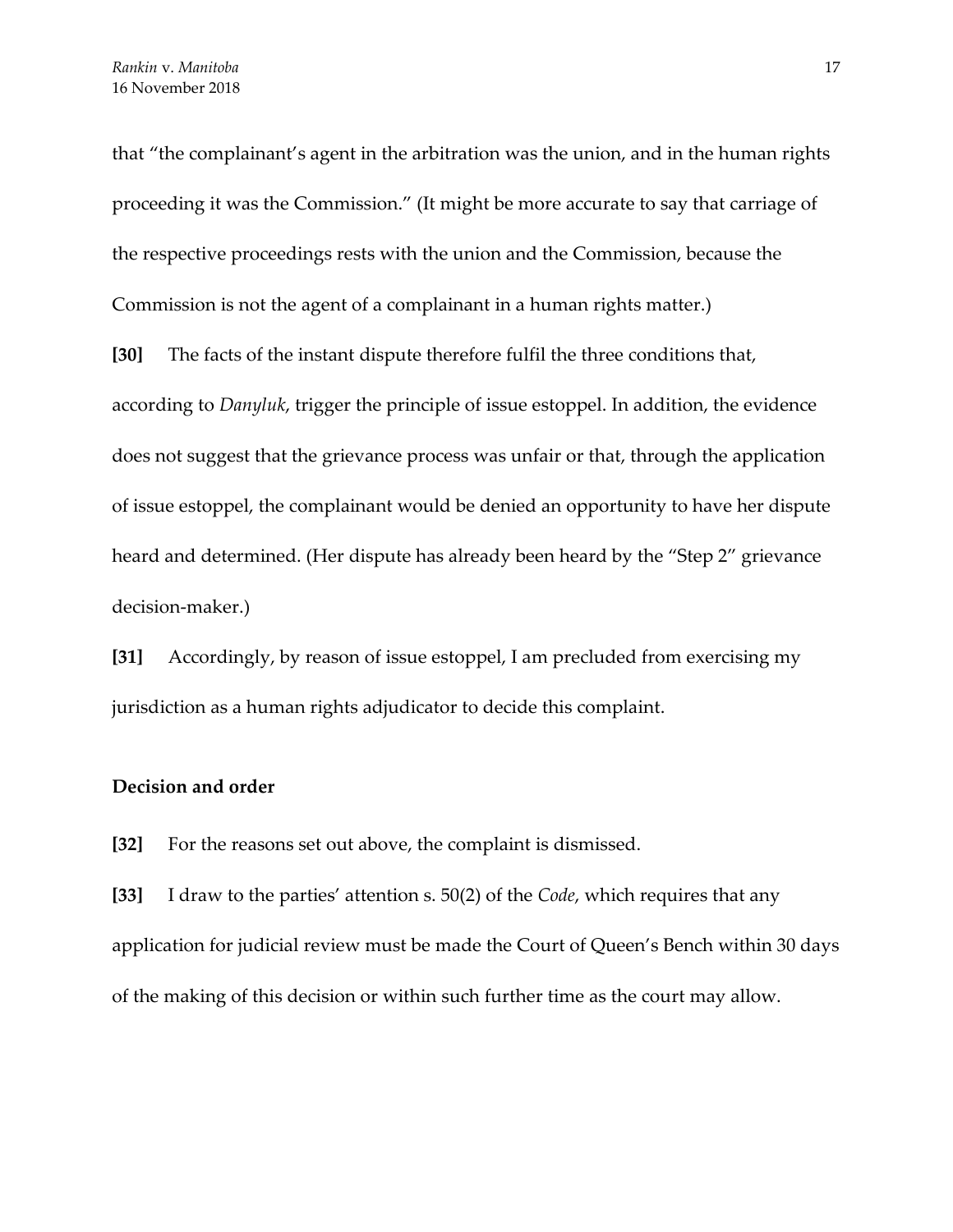that "the complainant's agent in the arbitration was the union, and in the human rights proceeding it was the Commission." (It might be more accurate to say that carriage of the respective proceedings rests with the union and the Commission, because the Commission is not the agent of a complainant in a human rights matter.)

**[30]** The facts of the instant dispute therefore fulfil the three conditions that, according to *Danyluk*, trigger the principle of issue estoppel. In addition, the evidence does not suggest that the grievance process was unfair or that, through the application of issue estoppel, the complainant would be denied an opportunity to have her dispute heard and determined. (Her dispute has already been heard by the "Step 2" grievance decision-maker.)

**[31]** Accordingly, by reason of issue estoppel, I am precluded from exercising my jurisdiction as a human rights adjudicator to decide this complaint.

### Decision and order

**[32]** For the reasons set out above, the complaint is dismissed.

**[33]** I draw to the parties' attention s. 50(2) of the *Code*, which requires that any application for judicial review must be made the Court of Queen's Bench within 30 days of the making of this decision or within such further time as the court may allow.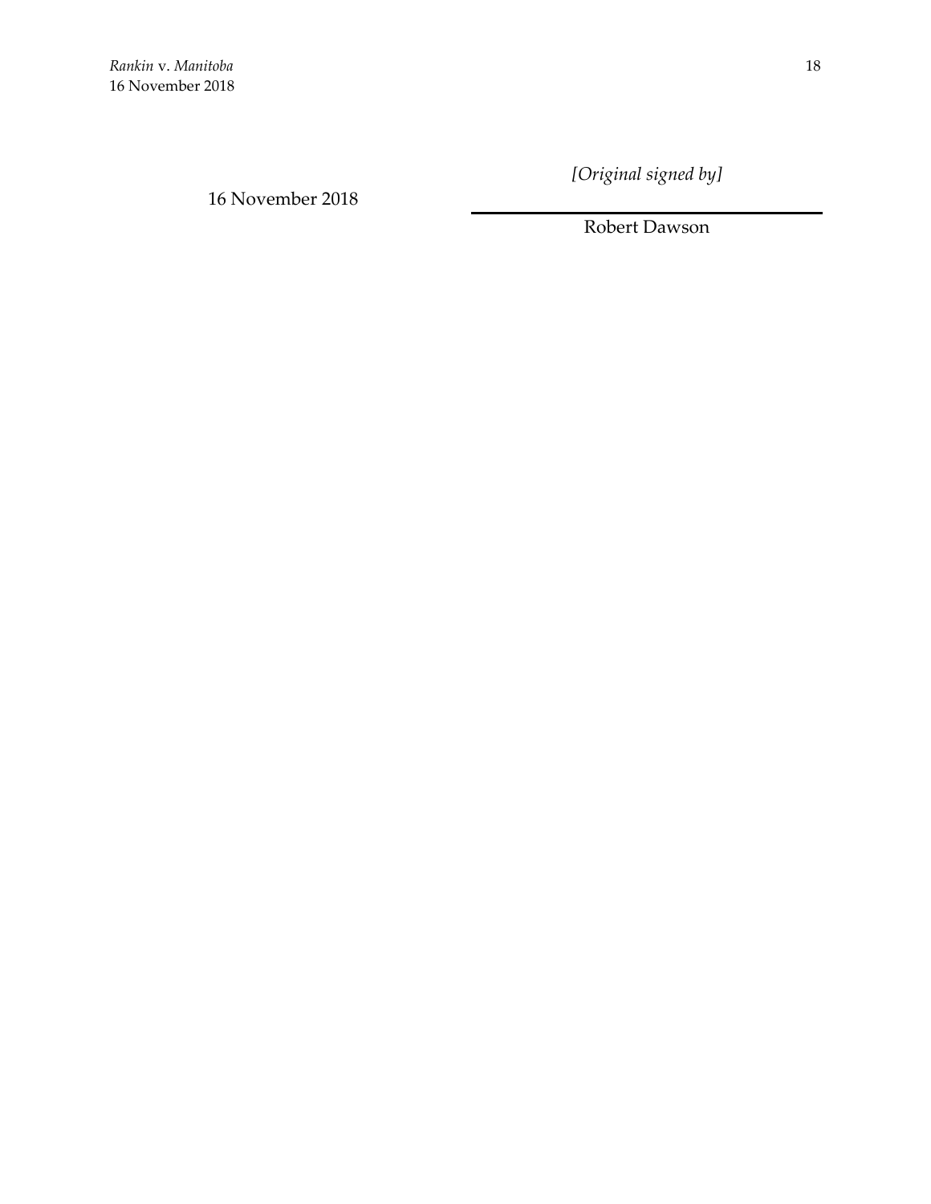*[Original signed by]*

16 November 2018

---

Robert Dawson